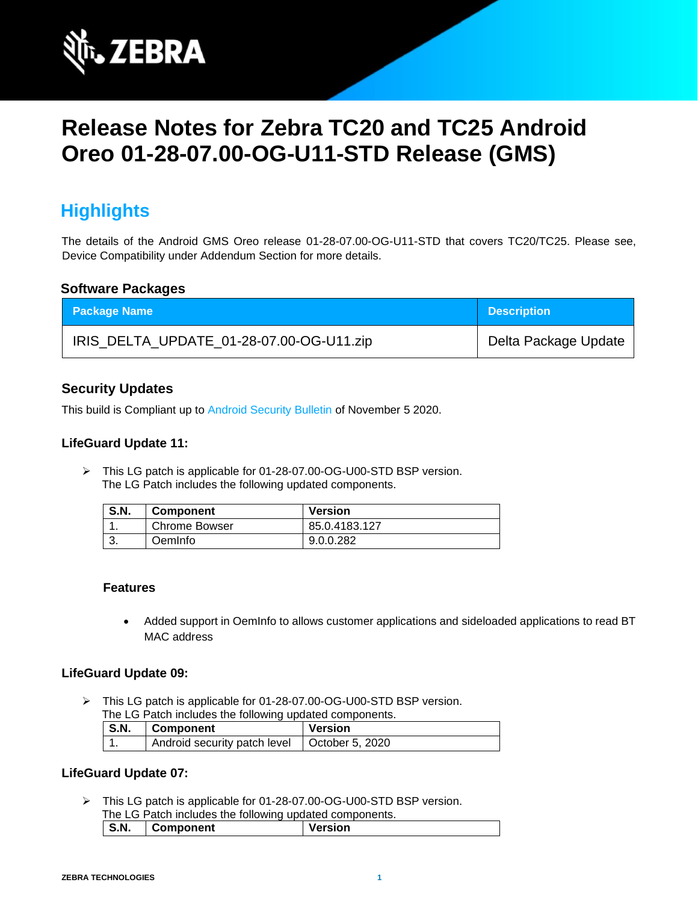# Release Notes for Zebra TC20 and TC25 Android Oreo 01-28-07.00-OG-U11-STD Release (GMS)

## Highlights

The details of the Android GMS Oreo release 01-28-07.00-OG-U11-STD that covers TC20/TC25. Please see, Device Compatibility under Addendum Section for more details.

### Software Packages

| Package Name | Description |
|---|---|
| IRIS_DELTA_UPDATE_01-28-07.00-OG-U11.zip | Delta Package Update |

### Security Updates

This build is Compliant up to Android Security Bulletin of November 5 2020.

#### LifeGuard Update 11:

- This LG patch is applicable for 01-28-07.00-OG-U00-STD BSP version.
  The LG Patch includes the following updated components.

| S.N. | Component | Version |
|---|---|---|
| 1. | Chrome Bowser | 85.0.4183.127 |
| 3. | OemInfo | 9.0.0.282 |

**Features**

- Added support in OemInfo to allows customer applications and sideloaded applications to read BT MAC address

#### LifeGuard Update 09:

- This LG patch is applicable for 01-28-07.00-OG-U00-STD BSP version.
  The LG Patch includes the following updated components.

| S.N. | Component | Version |
|---|---|---|
| 1. | Android security patch level | October 5, 2020 |

#### LifeGuard Update 07:

- This LG patch is applicable for 01-28-07.00-OG-U00-STD BSP version.
  The LG Patch includes the following updated components.

| S.N. | Component | Version |
|---|---|---|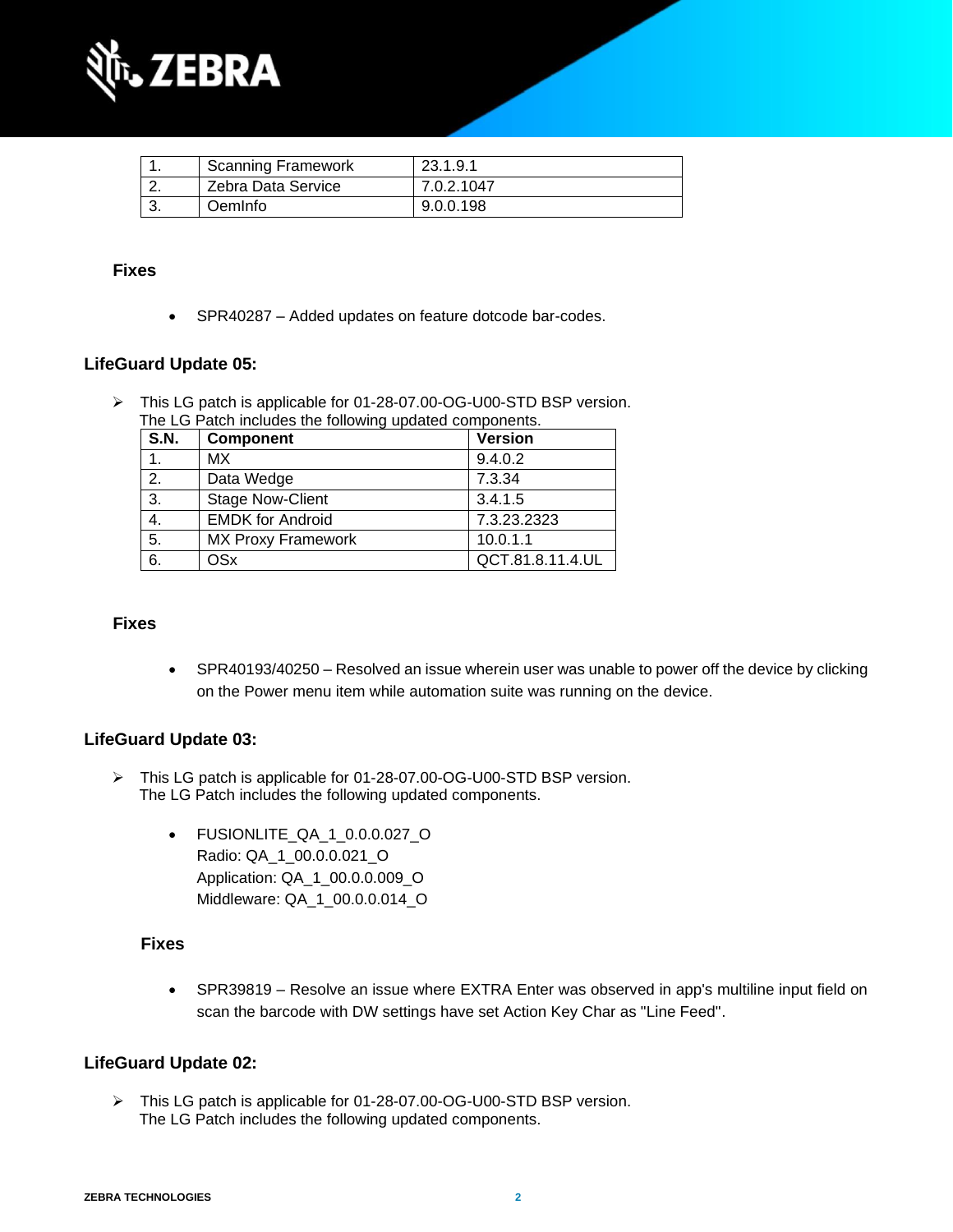| 1. | Scanning Framework | 23.1.9.1 |
|---|---|---|
| 2. | Zebra Data Service | 7.0.2.1047 |
| 3. | OemInfo | 9.0.0.198 |

### Fixes

- SPR40287 – Added updates on feature dotcode bar-codes.

## LifeGuard Update 05:

➢ This LG patch is applicable for 01-28-07.00-OG-U00-STD BSP version.
The LG Patch includes the following updated components.

| S.N. | Component | Version |
|---|---|---|
| 1. | MX | 9.4.0.2 |
| 2. | Data Wedge | 7.3.34 |
| 3. | Stage Now-Client | 3.4.1.5 |
| 4. | EMDK for Android | 7.3.23.2323 |
| 5. | MX Proxy Framework | 10.0.1.1 |
| 6. | OSx | QCT.81.8.11.4.UL |

### Fixes

- SPR40193/40250 – Resolved an issue wherein user was unable to power off the device by clicking on the Power menu item while automation suite was running on the device.

## LifeGuard Update 03:

➢ This LG patch is applicable for 01-28-07.00-OG-U00-STD BSP version.
The LG Patch includes the following updated components.

- FUSIONLITE_QA_1_0.0.0.027_O
  Radio: QA_1_00.0.0.021_O
  Application: QA_1_00.0.0.009_O
  Middleware: QA_1_00.0.0.014_O

### Fixes

- SPR39819 – Resolve an issue where EXTRA Enter was observed in app's multiline input field on scan the barcode with DW settings have set Action Key Char as "Line Feed".

## LifeGuard Update 02:

➢ This LG patch is applicable for 01-28-07.00-OG-U00-STD BSP version.
The LG Patch includes the following updated components.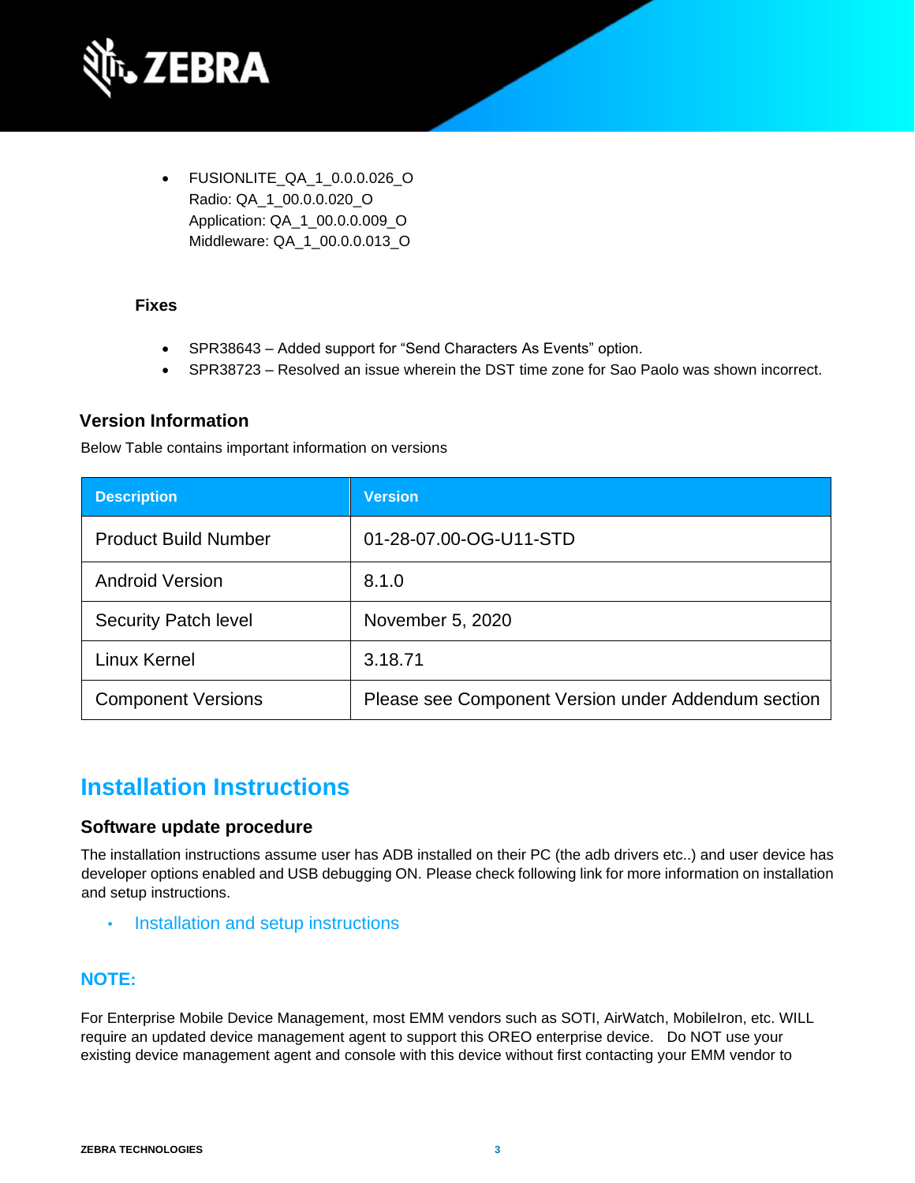- FUSIONLITE_QA_1_0.0.0.026_O
  Radio: QA_1_00.0.0.020_O
  Application: QA_1_00.0.0.009_O
  Middleware: QA_1_00.0.0.013_O

### Fixes

- SPR38643 – Added support for "Send Characters As Events" option.
- SPR38723 – Resolved an issue wherein the DST time zone for Sao Paolo was shown incorrect.

### Version Information

Below Table contains important information on versions

| Description | Version |
|---|---|
| Product Build Number | 01-28-07.00-OG-U11-STD |
| Android Version | 8.1.0 |
| Security Patch level | November 5, 2020 |
| Linux Kernel | 3.18.71 |
| Component Versions | Please see Component Version under Addendum section |

## Installation Instructions

### Software update procedure

The installation instructions assume user has ADB installed on their PC (the adb drivers etc..) and user device has developer options enabled and USB debugging ON. Please check following link for more information on installation and setup instructions.

- Installation and setup instructions

### NOTE:

For Enterprise Mobile Device Management, most EMM vendors such as SOTI, AirWatch, MobileIron, etc. WILL require an updated device management agent to support this OREO enterprise device. Do NOT use your existing device management agent and console with this device without first contacting your EMM vendor to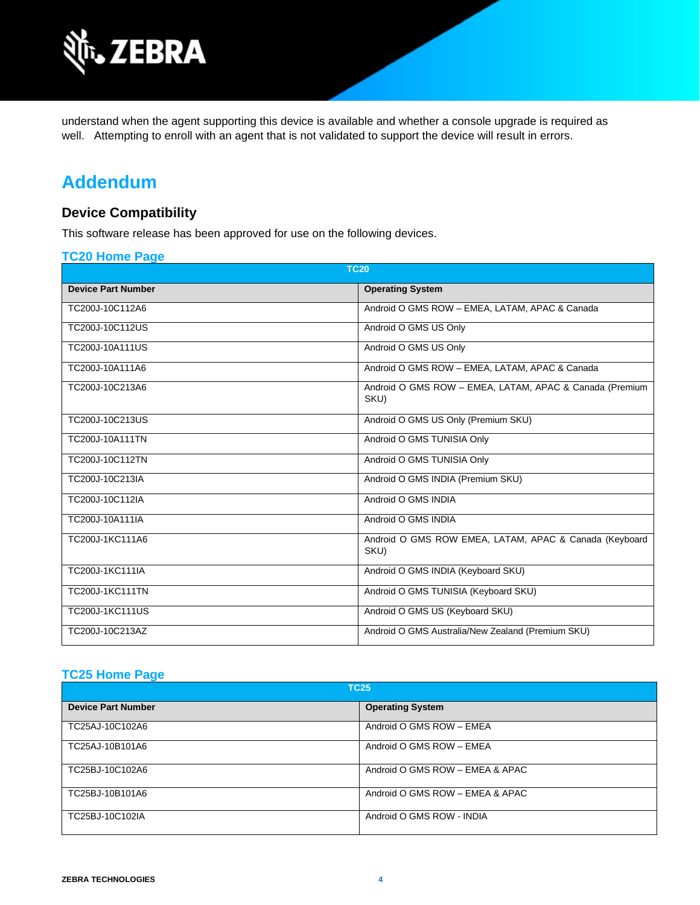understand when the agent supporting this device is available and whether a console upgrade is required as well. Attempting to enroll with an agent that is not validated to support the device will result in errors.

# Addendum

## Device Compatibility

This software release has been approved for use on the following devices.

### TC20 Home Page

| TC20 | |
|---|---|
| **Device Part Number** | **Operating System** |
| TC200J-10C112A6 | Android O GMS ROW – EMEA, LATAM, APAC & Canada |
| TC200J-10C112US | Android O GMS US Only |
| TC200J-10A111US | Android O GMS US Only |
| TC200J-10A111A6 | Android O GMS ROW – EMEA, LATAM, APAC & Canada |
| TC200J-10C213A6 | Android O GMS ROW – EMEA, LATAM, APAC & Canada (Premium SKU) |
| TC200J-10C213US | Android O GMS US Only (Premium SKU) |
| TC200J-10A111TN | Android O GMS TUNISIA Only |
| TC200J-10C112TN | Android O GMS TUNISIA Only |
| TC200J-10C213IA | Android O GMS INDIA (Premium SKU) |
| TC200J-10C112IA | Android O GMS INDIA |
| TC200J-10A111IA | Android O GMS INDIA |
| TC200J-1KC111A6 | Android O GMS ROW EMEA, LATAM, APAC & Canada (Keyboard SKU) |
| TC200J-1KC111IA | Android O GMS INDIA (Keyboard SKU) |
| TC200J-1KC111TN | Android O GMS TUNISIA (Keyboard SKU) |
| TC200J-1KC111US | Android O GMS US (Keyboard SKU) |
| TC200J-10C213AZ | Android O GMS Australia/New Zealand (Premium SKU) |

### TC25 Home Page

| TC25 | |
|---|---|
| **Device Part Number** | **Operating System** |
| TC25AJ-10C102A6 | Android O GMS ROW – EMEA |
| TC25AJ-10B101A6 | Android O GMS ROW – EMEA |
| TC25BJ-10C102A6 | Android O GMS ROW – EMEA & APAC |
| TC25BJ-10B101A6 | Android O GMS ROW – EMEA & APAC |
| TC25BJ-10C102IA | Android O GMS ROW - INDIA |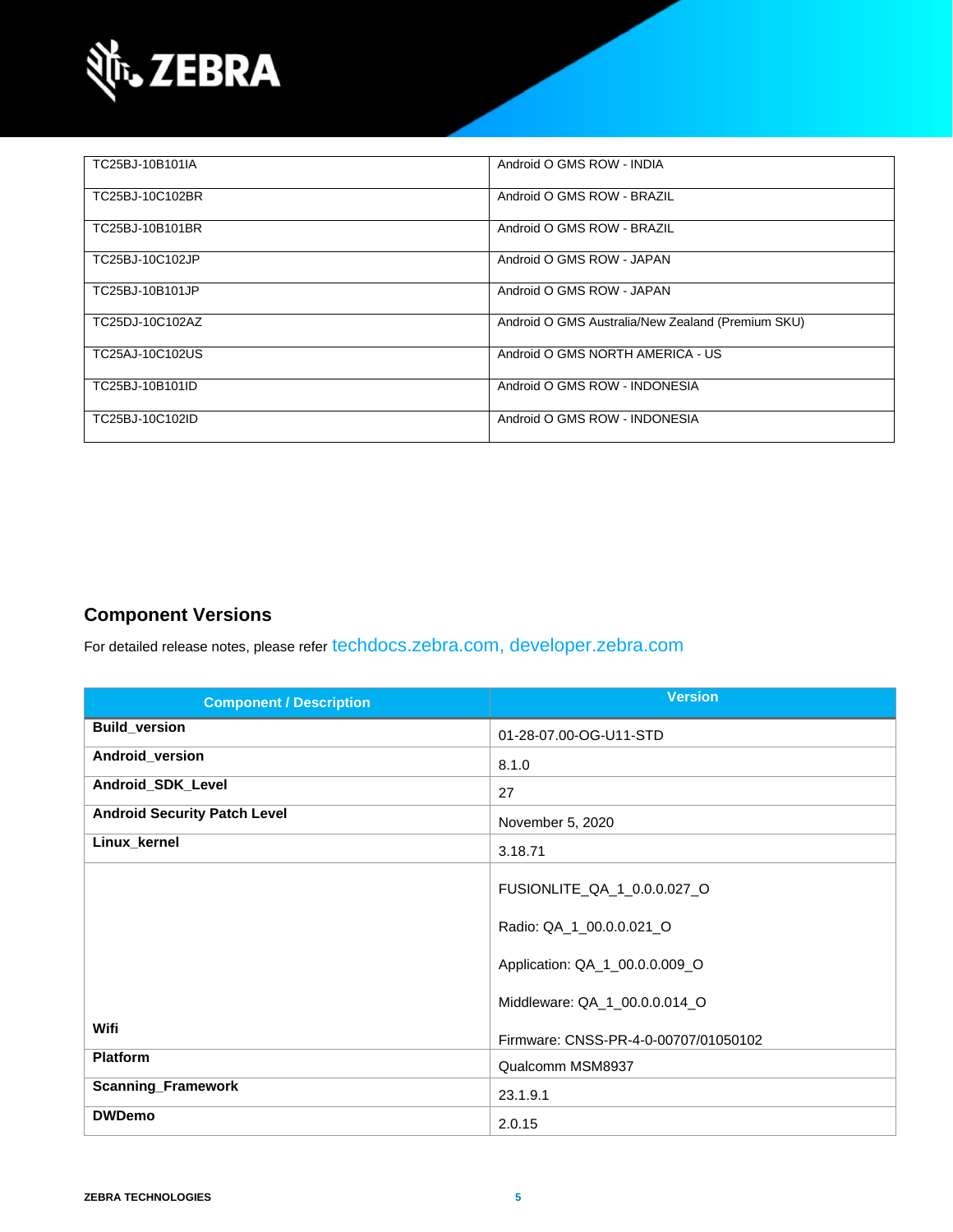| | |
|---|---|
| TC25BJ-10B101IA | Android O GMS ROW - INDIA |
| TC25BJ-10C102BR | Android O GMS ROW - BRAZIL |
| TC25BJ-10B101BR | Android O GMS ROW - BRAZIL |
| TC25BJ-10C102JP | Android O GMS ROW - JAPAN |
| TC25BJ-10B101JP | Android O GMS ROW - JAPAN |
| TC25DJ-10C102AZ | Android O GMS Australia/New Zealand (Premium SKU) |
| TC25AJ-10C102US | Android O GMS NORTH AMERICA - US |
| TC25BJ-10B101ID | Android O GMS ROW - INDONESIA |
| TC25BJ-10C102ID | Android O GMS ROW - INDONESIA |

## Component Versions

For detailed release notes, please refer techdocs.zebra.com, developer.zebra.com

| Component / Description | Version |
|---|---|
| **Build_version** | 01-28-07.00-OG-U11-STD |
| **Android_version** | 8.1.0 |
| **Android_SDK_Level** | 27 |
| **Android Security Patch Level** | November 5, 2020 |
| **Linux_kernel** | 3.18.71 |
| **Wifi** | FUSIONLITE_QA_1_0.0.0.027_O<br><br>Radio: QA_1_00.0.0.021_O<br><br>Application: QA_1_00.0.0.009_O<br><br>Middleware: QA_1_00.0.0.014_O<br><br>Firmware: CNSS-PR-4-0-00707/01050102 |
| **Platform** | Qualcomm MSM8937 |
| **Scanning_Framework** | 23.1.9.1 |
| **DWDemo** | 2.0.15 |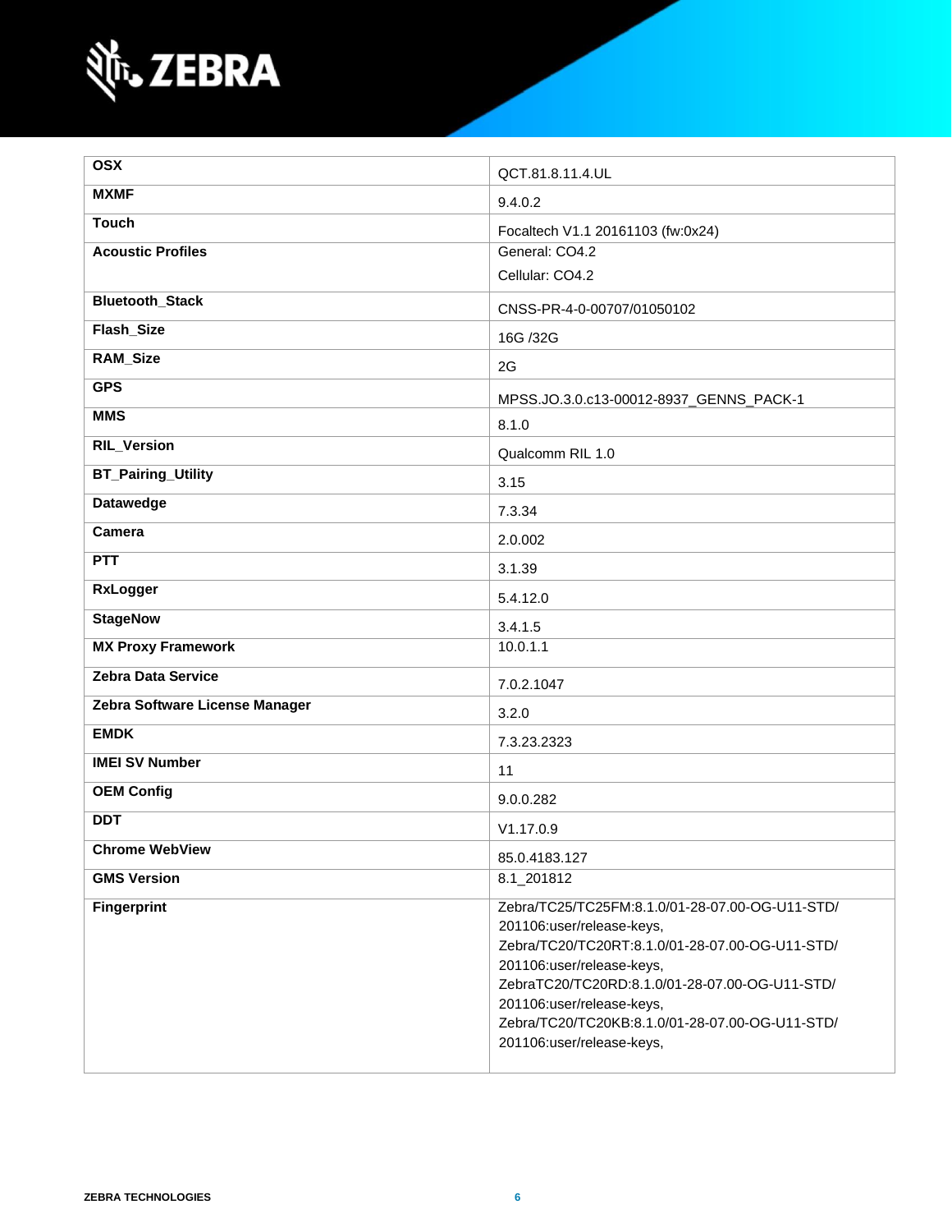| | |
|---|---|
| **OSX** | QCT.81.8.11.4.UL |
| **MXMF** | 9.4.0.2 |
| **Touch** | Focaltech V1.1 20161103 (fw:0x24) |
| **Acoustic Profiles** | General: CO4.2<br>Cellular: CO4.2 |
| **Bluetooth_Stack** | CNSS-PR-4-0-00707/01050102 |
| **Flash_Size** | 16G /32G |
| **RAM_Size** | 2G |
| **GPS** | MPSS.JO.3.0.c13-00012-8937_GENNS_PACK-1 |
| **MMS** | 8.1.0 |
| **RIL_Version** | Qualcomm RIL 1.0 |
| **BT_Pairing_Utility** | 3.15 |
| **Datawedge** | 7.3.34 |
| **Camera** | 2.0.002 |
| **PTT** | 3.1.39 |
| **RxLogger** | 5.4.12.0 |
| **StageNow** | 3.4.1.5 |
| **MX Proxy Framework** | 10.0.1.1 |
| **Zebra Data Service** | 7.0.2.1047 |
| **Zebra Software License Manager** | 3.2.0 |
| **EMDK** | 7.3.23.2323 |
| **IMEI SV Number** | 11 |
| **OEM Config** | 9.0.0.282 |
| **DDT** | V1.17.0.9 |
| **Chrome WebView** | 85.0.4183.127 |
| **GMS Version** | 8.1_201812 |
| **Fingerprint** | Zebra/TC25/TC25FM:8.1.0/01-28-07.00-OG-U11-STD/201106:user/release-keys,<br>Zebra/TC20/TC20RT:8.1.0/01-28-07.00-OG-U11-STD/201106:user/release-keys,<br>ZebraTC20/TC20RD:8.1.0/01-28-07.00-OG-U11-STD/201106:user/release-keys,<br>Zebra/TC20/TC20KB:8.1.0/01-28-07.00-OG-U11-STD/201106:user/release-keys, |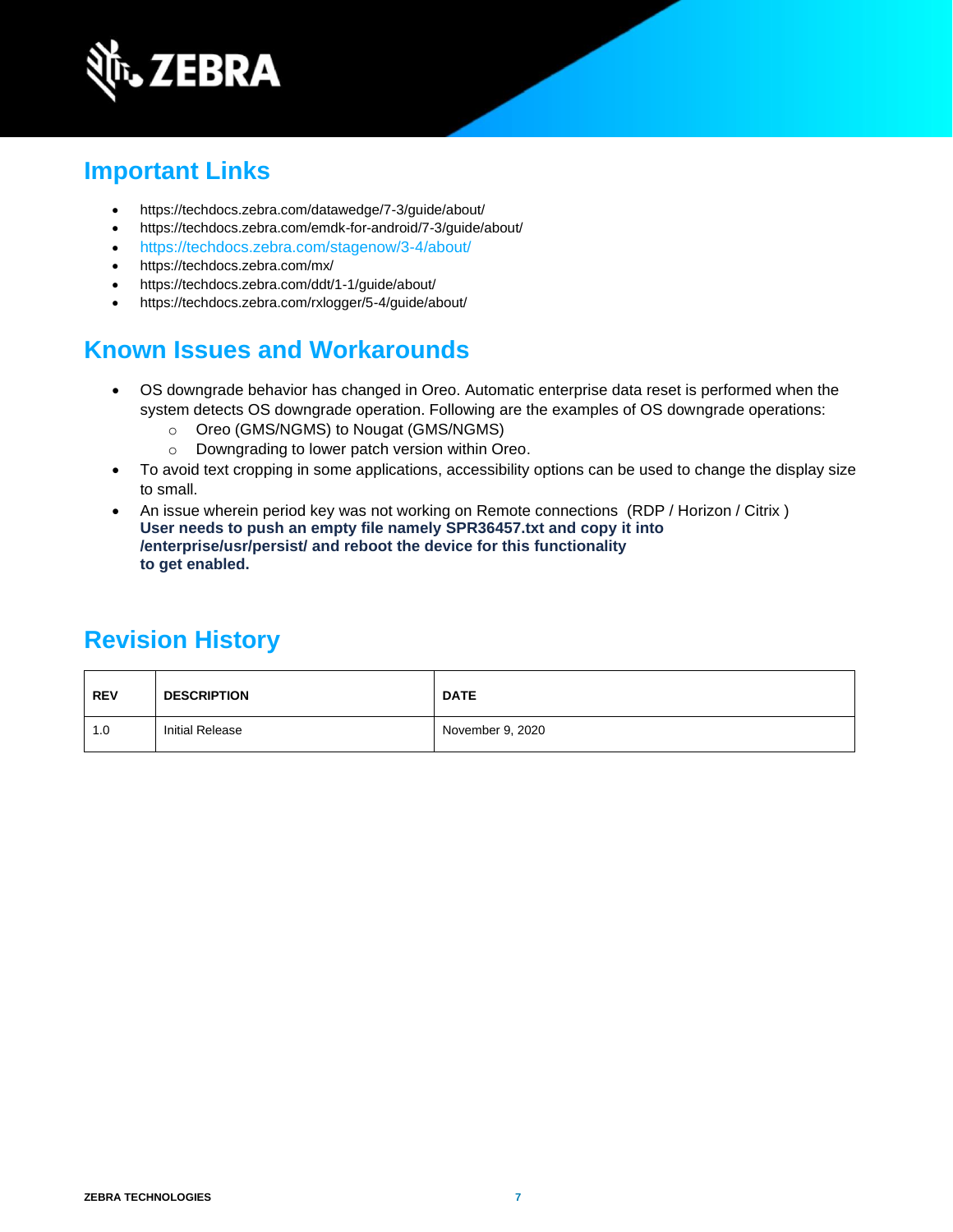## Important Links

- https://techdocs.zebra.com/datawedge/7-3/guide/about/
- https://techdocs.zebra.com/emdk-for-android/7-3/guide/about/
- https://techdocs.zebra.com/stagenow/3-4/about/
- https://techdocs.zebra.com/mx/
- https://techdocs.zebra.com/ddt/1-1/guide/about/
- https://techdocs.zebra.com/rxlogger/5-4/guide/about/

## Known Issues and Workarounds

- OS downgrade behavior has changed in Oreo. Automatic enterprise data reset is performed when the system detects OS downgrade operation. Following are the examples of OS downgrade operations:
  - Oreo (GMS/NGMS) to Nougat (GMS/NGMS)
  - Downgrading to lower patch version within Oreo.
- To avoid text cropping in some applications, accessibility options can be used to change the display size to small.
- An issue wherein period key was not working on Remote connections (RDP / Horizon / Citrix )
  **User needs to push an empty file namely SPR36457.txt and copy it into /enterprise/usr/persist/ and reboot the device for this functionality to get enabled.**

## Revision History

| REV | DESCRIPTION | DATE |
|---|---|---|
| 1.0 | Initial Release | November 9, 2020 |